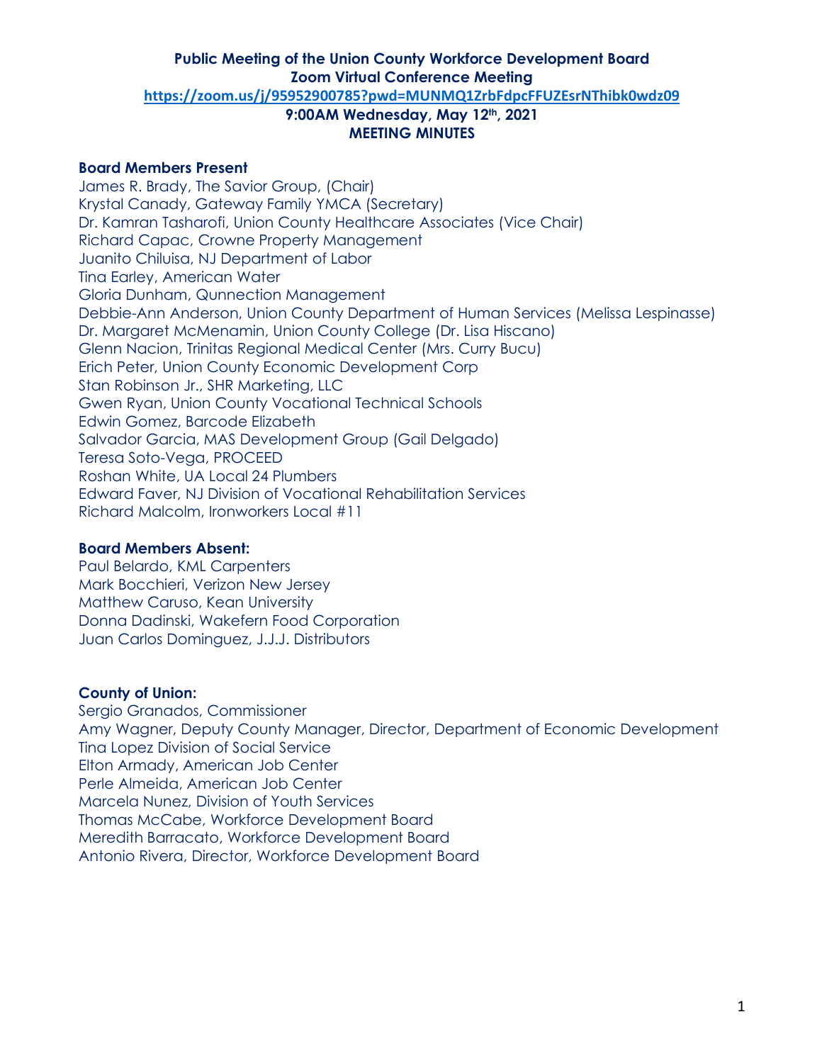# Public Meeting of the Union County Workforce Development Board

**Zoom Virtual Conference Meeting**

**https://zoom.us/j/95952900785?pwd=MUNMQ1ZrbFdpcFFUZEsrNThibk0wdz09**

**9:00AM Wednesday, May 12th, 2021**

**MEETING MINUTES**

### Board Members Present

James R. Brady, The Savior Group, (Chair)
Krystal Canady, Gateway Family YMCA (Secretary)
Dr. Kamran Tasharofi, Union County Healthcare Associates (Vice Chair)
Richard Capac, Crowne Property Management
Juanito Chiluisa, NJ Department of Labor
Tina Earley, American Water
Gloria Dunham, Qunnection Management
Debbie-Ann Anderson, Union County Department of Human Services (Melissa Lespinasse)
Dr. Margaret McMenamin, Union County College (Dr. Lisa Hiscano)
Glenn Nacion, Trinitas Regional Medical Center (Mrs. Curry Bucu)
Erich Peter, Union County Economic Development Corp
Stan Robinson Jr., SHR Marketing, LLC
Gwen Ryan, Union County Vocational Technical Schools
Edwin Gomez, Barcode Elizabeth
Salvador Garcia, MAS Development Group (Gail Delgado)
Teresa Soto-Vega, PROCEED
Roshan White, UA Local 24 Plumbers
Edward Faver, NJ Division of Vocational Rehabilitation Services
Richard Malcolm, Ironworkers Local #11

### Board Members Absent:

Paul Belardo, KML Carpenters
Mark Bocchieri, Verizon New Jersey
Matthew Caruso, Kean University
Donna Dadinski, Wakefern Food Corporation
Juan Carlos Dominguez, J.J.J. Distributors

### County of Union:

Sergio Granados, Commissioner
Amy Wagner, Deputy County Manager, Director, Department of Economic Development
Tina Lopez Division of Social Service
Elton Armady, American Job Center
Perle Almeida, American Job Center
Marcela Nunez, Division of Youth Services
Thomas McCabe, Workforce Development Board
Meredith Barracato, Workforce Development Board
Antonio Rivera, Director, Workforce Development Board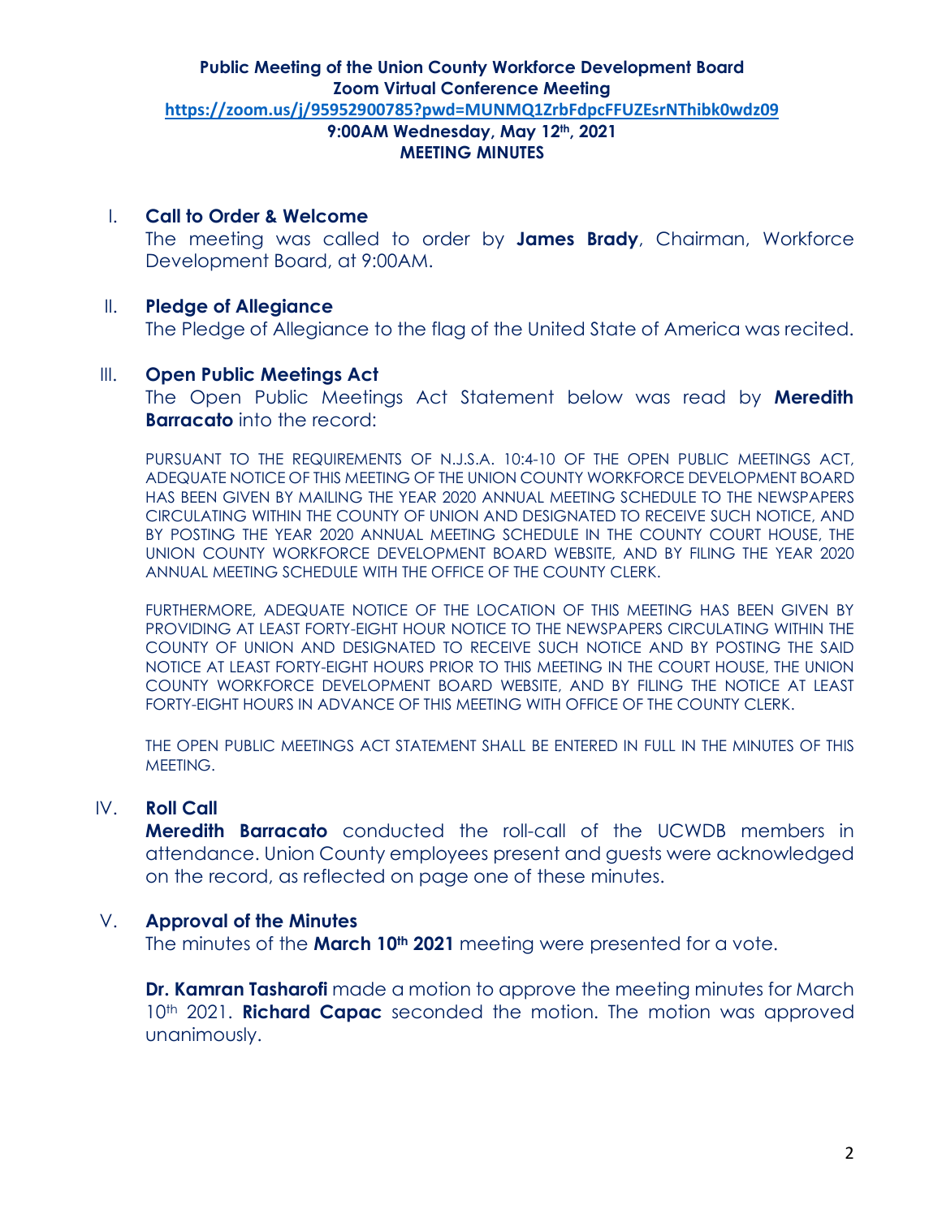**Public Meeting of the Union County Workforce Development Board**
**Zoom Virtual Conference Meeting**
**https://zoom.us/j/95952900785?pwd=MUNMQ1ZrbFdpcFFUZEsrNThibk0wdz09**
**9:00AM Wednesday, May 12th, 2021**
**MEETING MINUTES**

## I. Call to Order & Welcome

The meeting was called to order by **James Brady**, Chairman, Workforce Development Board, at 9:00AM.

## II. Pledge of Allegiance

The Pledge of Allegiance to the flag of the United State of America was recited.

## III. Open Public Meetings Act

The Open Public Meetings Act Statement below was read by **Meredith Barracato** into the record:

PURSUANT TO THE REQUIREMENTS OF N.J.S.A. 10:4-10 OF THE OPEN PUBLIC MEETINGS ACT, ADEQUATE NOTICE OF THIS MEETING OF THE UNION COUNTY WORKFORCE DEVELOPMENT BOARD HAS BEEN GIVEN BY MAILING THE YEAR 2020 ANNUAL MEETING SCHEDULE TO THE NEWSPAPERS CIRCULATING WITHIN THE COUNTY OF UNION AND DESIGNATED TO RECEIVE SUCH NOTICE, AND BY POSTING THE YEAR 2020 ANNUAL MEETING SCHEDULE IN THE COUNTY COURT HOUSE, THE UNION COUNTY WORKFORCE DEVELOPMENT BOARD WEBSITE, AND BY FILING THE YEAR 2020 ANNUAL MEETING SCHEDULE WITH THE OFFICE OF THE COUNTY CLERK.

FURTHERMORE, ADEQUATE NOTICE OF THE LOCATION OF THIS MEETING HAS BEEN GIVEN BY PROVIDING AT LEAST FORTY-EIGHT HOUR NOTICE TO THE NEWSPAPERS CIRCULATING WITHIN THE COUNTY OF UNION AND DESIGNATED TO RECEIVE SUCH NOTICE AND BY POSTING THE SAID NOTICE AT LEAST FORTY-EIGHT HOURS PRIOR TO THIS MEETING IN THE COURT HOUSE, THE UNION COUNTY WORKFORCE DEVELOPMENT BOARD WEBSITE, AND BY FILING THE NOTICE AT LEAST FORTY-EIGHT HOURS IN ADVANCE OF THIS MEETING WITH OFFICE OF THE COUNTY CLERK.

THE OPEN PUBLIC MEETINGS ACT STATEMENT SHALL BE ENTERED IN FULL IN THE MINUTES OF THIS MEETING.

## IV. Roll Call

**Meredith Barracato** conducted the roll-call of the UCWDB members in attendance. Union County employees present and guests were acknowledged on the record, as reflected on page one of these minutes.

## V. Approval of the Minutes

The minutes of the **March 10th 2021** meeting were presented for a vote.

**Dr. Kamran Tasharofi** made a motion to approve the meeting minutes for March 10th 2021. **Richard Capac** seconded the motion. The motion was approved unanimously.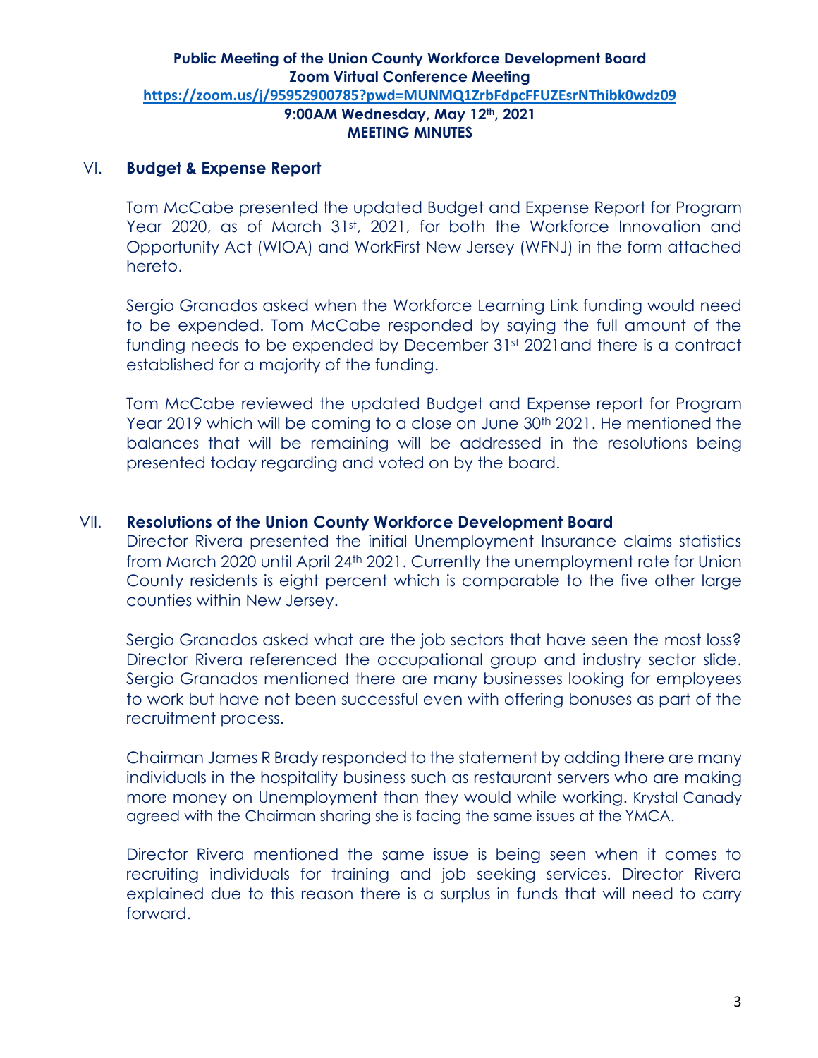**Public Meeting of the Union County Workforce Development Board**
**Zoom Virtual Conference Meeting**
**https://zoom.us/j/95952900785?pwd=MUNMQ1ZrbFdpcFFUZEsrNThibk0wdz09**
**9:00AM Wednesday, May 12th, 2021**
**MEETING MINUTES**

## VI. Budget & Expense Report

Tom McCabe presented the updated Budget and Expense Report for Program Year 2020, as of March 31st, 2021, for both the Workforce Innovation and Opportunity Act (WIOA) and WorkFirst New Jersey (WFNJ) in the form attached hereto.

Sergio Granados asked when the Workforce Learning Link funding would need to be expended. Tom McCabe responded by saying the full amount of the funding needs to be expended by December 31st 2021and there is a contract established for a majority of the funding.

Tom McCabe reviewed the updated Budget and Expense report for Program Year 2019 which will be coming to a close on June 30th 2021. He mentioned the balances that will be remaining will be addressed in the resolutions being presented today regarding and voted on by the board.

## VII. Resolutions of the Union County Workforce Development Board

Director Rivera presented the initial Unemployment Insurance claims statistics from March 2020 until April 24th 2021. Currently the unemployment rate for Union County residents is eight percent which is comparable to the five other large counties within New Jersey.

Sergio Granados asked what are the job sectors that have seen the most loss? Director Rivera referenced the occupational group and industry sector slide. Sergio Granados mentioned there are many businesses looking for employees to work but have not been successful even with offering bonuses as part of the recruitment process.

Chairman James R Brady responded to the statement by adding there are many individuals in the hospitality business such as restaurant servers who are making more money on Unemployment than they would while working. Krystal Canady agreed with the Chairman sharing she is facing the same issues at the YMCA.

Director Rivera mentioned the same issue is being seen when it comes to recruiting individuals for training and job seeking services. Director Rivera explained due to this reason there is a surplus in funds that will need to carry forward.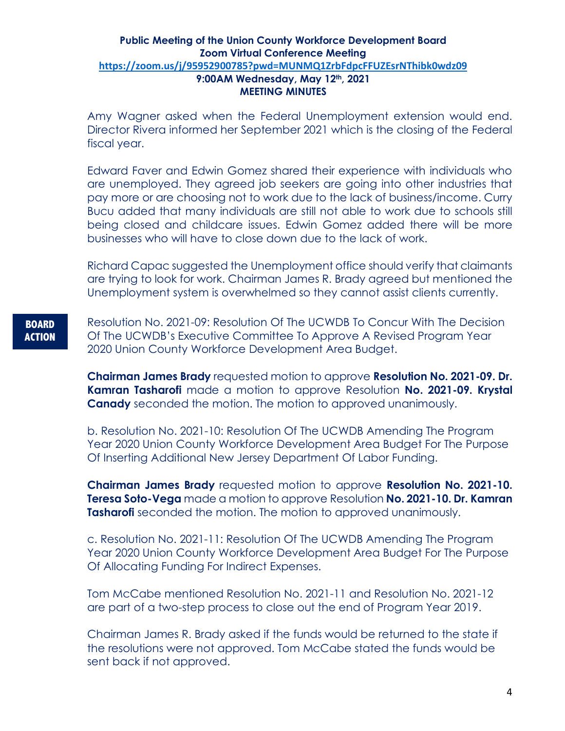**Public Meeting of the Union County Workforce Development Board**
**Zoom Virtual Conference Meeting**
**https://zoom.us/j/95952900785?pwd=MUNMQ1ZrbFdpcFFUZEsrNThibk0wdz09**
**9:00AM Wednesday, May 12th, 2021**
**MEETING MINUTES**

Amy Wagner asked when the Federal Unemployment extension would end. Director Rivera informed her September 2021 which is the closing of the Federal fiscal year.

Edward Faver and Edwin Gomez shared their experience with individuals who are unemployed. They agreed job seekers are going into other industries that pay more or are choosing not to work due to the lack of business/income. Curry Bucu added that many individuals are still not able to work due to schools still being closed and childcare issues. Edwin Gomez added there will be more businesses who will have to close down due to the lack of work.

Richard Capac suggested the Unemployment office should verify that claimants are trying to look for work. Chairman James R. Brady agreed but mentioned the Unemployment system is overwhelmed so they cannot assist clients currently.

**BOARD ACTION**

Resolution No. 2021-09: Resolution Of The UCWDB To Concur With The Decision Of The UCWDB's Executive Committee To Approve A Revised Program Year 2020 Union County Workforce Development Area Budget.

**Chairman James Brady** requested motion to approve **Resolution No. 2021-09. Dr. Kamran Tasharofi** made a motion to approve Resolution **No. 2021-09. Krystal Canady** seconded the motion. The motion to approved unanimously.

b. Resolution No. 2021-10: Resolution Of The UCWDB Amending The Program Year 2020 Union County Workforce Development Area Budget For The Purpose Of Inserting Additional New Jersey Department Of Labor Funding.

**Chairman James Brady** requested motion to approve **Resolution No. 2021-10. Teresa Soto-Vega** made a motion to approve Resolution **No. 2021-10. Dr. Kamran Tasharofi** seconded the motion. The motion to approved unanimously.

c. Resolution No. 2021-11: Resolution Of The UCWDB Amending The Program Year 2020 Union County Workforce Development Area Budget For The Purpose Of Allocating Funding For Indirect Expenses.

Tom McCabe mentioned Resolution No. 2021-11 and Resolution No. 2021-12 are part of a two-step process to close out the end of Program Year 2019.

Chairman James R. Brady asked if the funds would be returned to the state if the resolutions were not approved. Tom McCabe stated the funds would be sent back if not approved.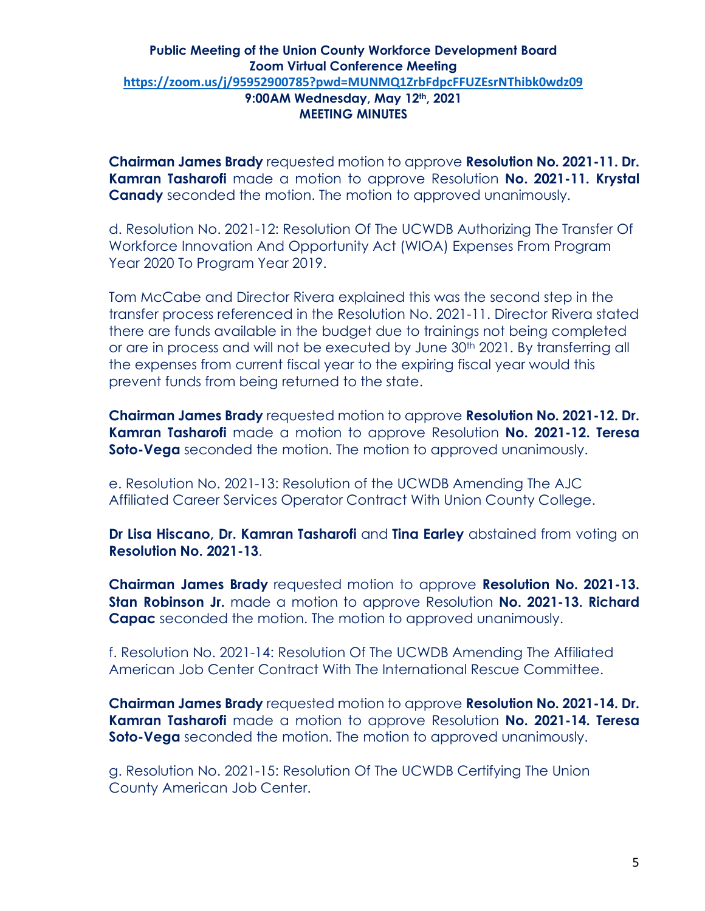**Public Meeting of the Union County Workforce Development Board**
**Zoom Virtual Conference Meeting**
**https://zoom.us/j/95952900785?pwd=MUNMQ1ZrbFdpcFFUZEsrNThibk0wdz09**
**9:00AM Wednesday, May 12th, 2021**
**MEETING MINUTES**

**Chairman James Brady** requested motion to approve **Resolution No. 2021-11. Dr. Kamran Tasharofi** made a motion to approve Resolution **No. 2021-11. Krystal Canady** seconded the motion. The motion to approved unanimously.

d. Resolution No. 2021-12: Resolution Of The UCWDB Authorizing The Transfer Of Workforce Innovation And Opportunity Act (WIOA) Expenses From Program Year 2020 To Program Year 2019.

Tom McCabe and Director Rivera explained this was the second step in the transfer process referenced in the Resolution No. 2021-11. Director Rivera stated there are funds available in the budget due to trainings not being completed or are in process and will not be executed by June 30th 2021. By transferring all the expenses from current fiscal year to the expiring fiscal year would this prevent funds from being returned to the state.

**Chairman James Brady** requested motion to approve **Resolution No. 2021-12. Dr. Kamran Tasharofi** made a motion to approve Resolution **No. 2021-12. Teresa Soto-Vega** seconded the motion. The motion to approved unanimously.

e. Resolution No. 2021-13: Resolution of the UCWDB Amending The AJC Affiliated Career Services Operator Contract With Union County College.

**Dr Lisa Hiscano, Dr. Kamran Tasharofi** and **Tina Earley** abstained from voting on **Resolution No. 2021-13**.

**Chairman James Brady** requested motion to approve **Resolution No. 2021-13. Stan Robinson Jr.** made a motion to approve Resolution **No. 2021-13. Richard Capac** seconded the motion. The motion to approved unanimously.

f. Resolution No. 2021-14: Resolution Of The UCWDB Amending The Affiliated American Job Center Contract With The International Rescue Committee.

**Chairman James Brady** requested motion to approve **Resolution No. 2021-14. Dr. Kamran Tasharofi** made a motion to approve Resolution **No. 2021-14. Teresa Soto-Vega** seconded the motion. The motion to approved unanimously.

g. Resolution No. 2021-15: Resolution Of The UCWDB Certifying The Union County American Job Center.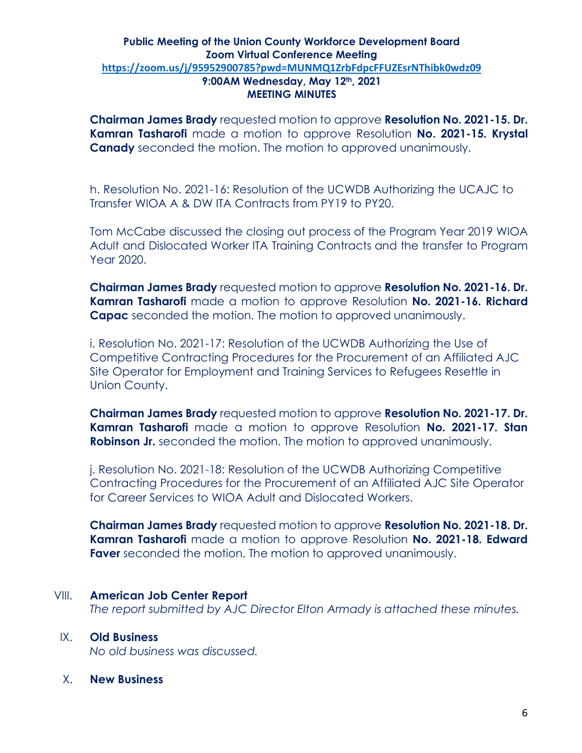**Public Meeting of the Union County Workforce Development Board**
**Zoom Virtual Conference Meeting**
**https://zoom.us/j/95952900785?pwd=MUNMQ1ZrbFdpcFFUZEsrNThibk0wdz09**
**9:00AM Wednesday, May 12th, 2021**
**MEETING MINUTES**

**Chairman James Brady** requested motion to approve **Resolution No. 2021-15. Dr. Kamran Tasharofi** made a motion to approve Resolution **No. 2021-15. Krystal Canady** seconded the motion. The motion to approved unanimously.

h. Resolution No. 2021-16: Resolution of the UCWDB Authorizing the UCAJC to Transfer WIOA A & DW ITA Contracts from PY19 to PY20.

Tom McCabe discussed the closing out process of the Program Year 2019 WIOA Adult and Dislocated Worker ITA Training Contracts and the transfer to Program Year 2020.

**Chairman James Brady** requested motion to approve **Resolution No. 2021-16. Dr. Kamran Tasharofi** made a motion to approve Resolution **No. 2021-16. Richard Capac** seconded the motion. The motion to approved unanimously.

i. Resolution No. 2021-17: Resolution of the UCWDB Authorizing the Use of Competitive Contracting Procedures for the Procurement of an Affiliated AJC Site Operator for Employment and Training Services to Refugees Resettle in Union County.

**Chairman James Brady** requested motion to approve **Resolution No. 2021-17. Dr. Kamran Tasharofi** made a motion to approve Resolution **No. 2021-17. Stan Robinson Jr.** seconded the motion. The motion to approved unanimously.

j. Resolution No. 2021-18: Resolution of the UCWDB Authorizing Competitive Contracting Procedures for the Procurement of an Affiliated AJC Site Operator for Career Services to WIOA Adult and Dislocated Workers.

**Chairman James Brady** requested motion to approve **Resolution No. 2021-18. Dr. Kamran Tasharofi** made a motion to approve Resolution **No. 2021-18. Edward Faver** seconded the motion. The motion to approved unanimously.

VIII. **American Job Center Report**
*The report submitted by AJC Director Elton Armady is attached these minutes.*

IX. **Old Business**
*No old business was discussed.*

X. **New Business**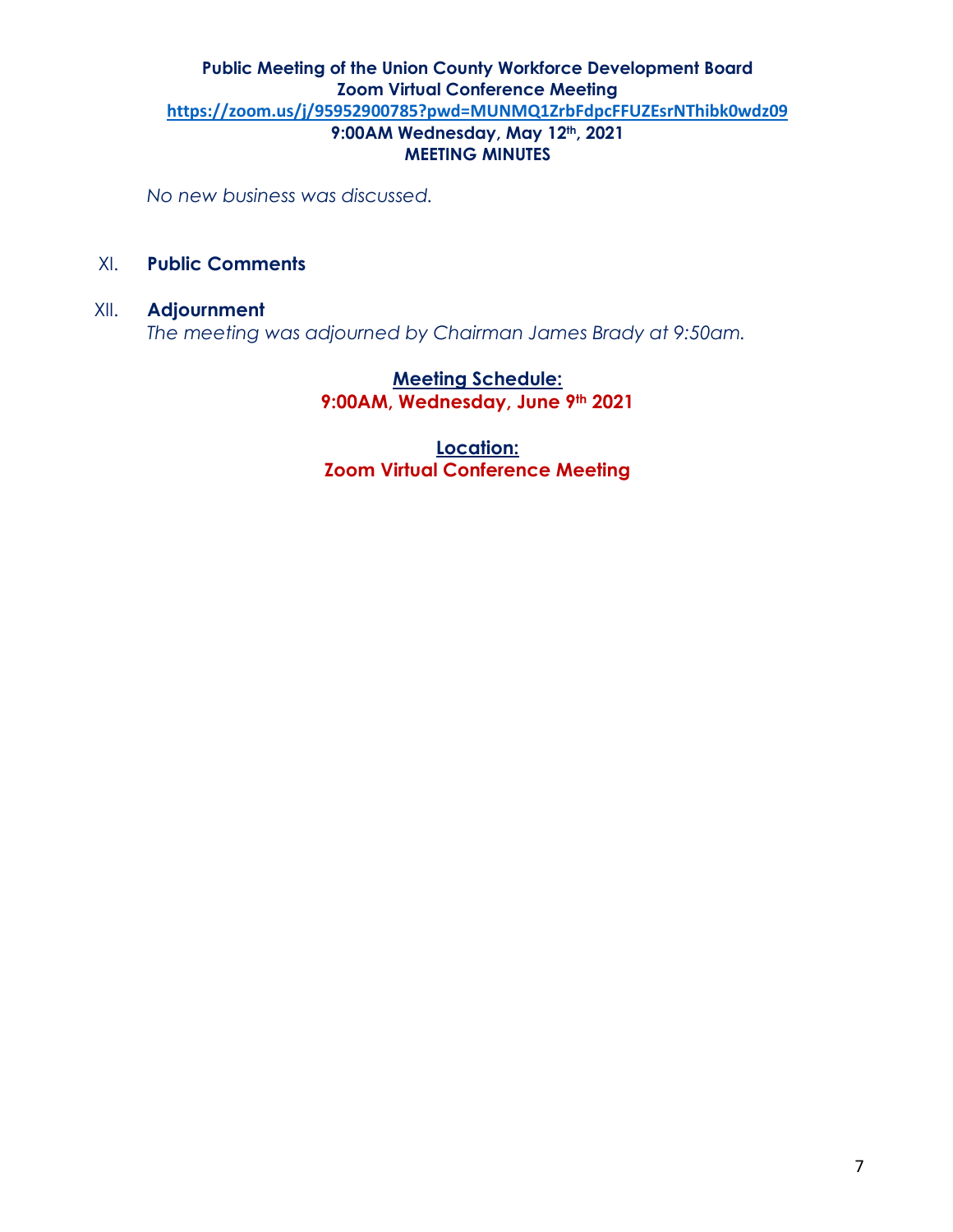**Public Meeting of the Union County Workforce Development Board**
**Zoom Virtual Conference Meeting**
**https://zoom.us/j/95952900785?pwd=MUNMQ1ZrbFdpcFFUZEsrNThibk0wdz09**
**9:00AM Wednesday, May 12th, 2021**
**MEETING MINUTES**

*No new business was discussed.*

XI. **Public Comments**

XII. **Adjournment**
*The meeting was adjourned by Chairman James Brady at 9:50am.*

**Meeting Schedule:**
**9:00AM, Wednesday, June 9th 2021**

**Location:**
**Zoom Virtual Conference Meeting**